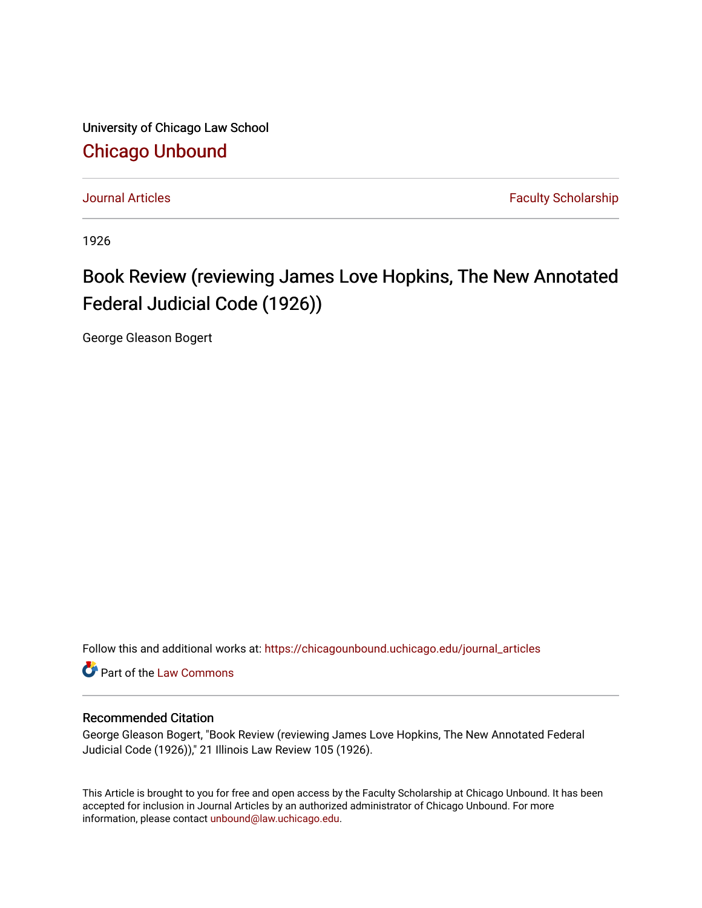University of Chicago Law School

# Chicago Unbound

Journal Articles | Faculty Scholarship

1926

# Book Review (reviewing James Love Hopkins, The New Annotated Federal Judicial Code (1926))

George Gleason Bogert

Follow this and additional works at: https://chicagounbound.uchicago.edu/journal_articles

Part of the Law Commons

## Recommended Citation

George Gleason Bogert, "Book Review (reviewing James Love Hopkins, The New Annotated Federal Judicial Code (1926))," 21 Illinois Law Review 105 (1926).

This Article is brought to you for free and open access by the Faculty Scholarship at Chicago Unbound. It has been accepted for inclusion in Journal Articles by an authorized administrator of Chicago Unbound. For more information, please contact unbound@law.uchicago.edu.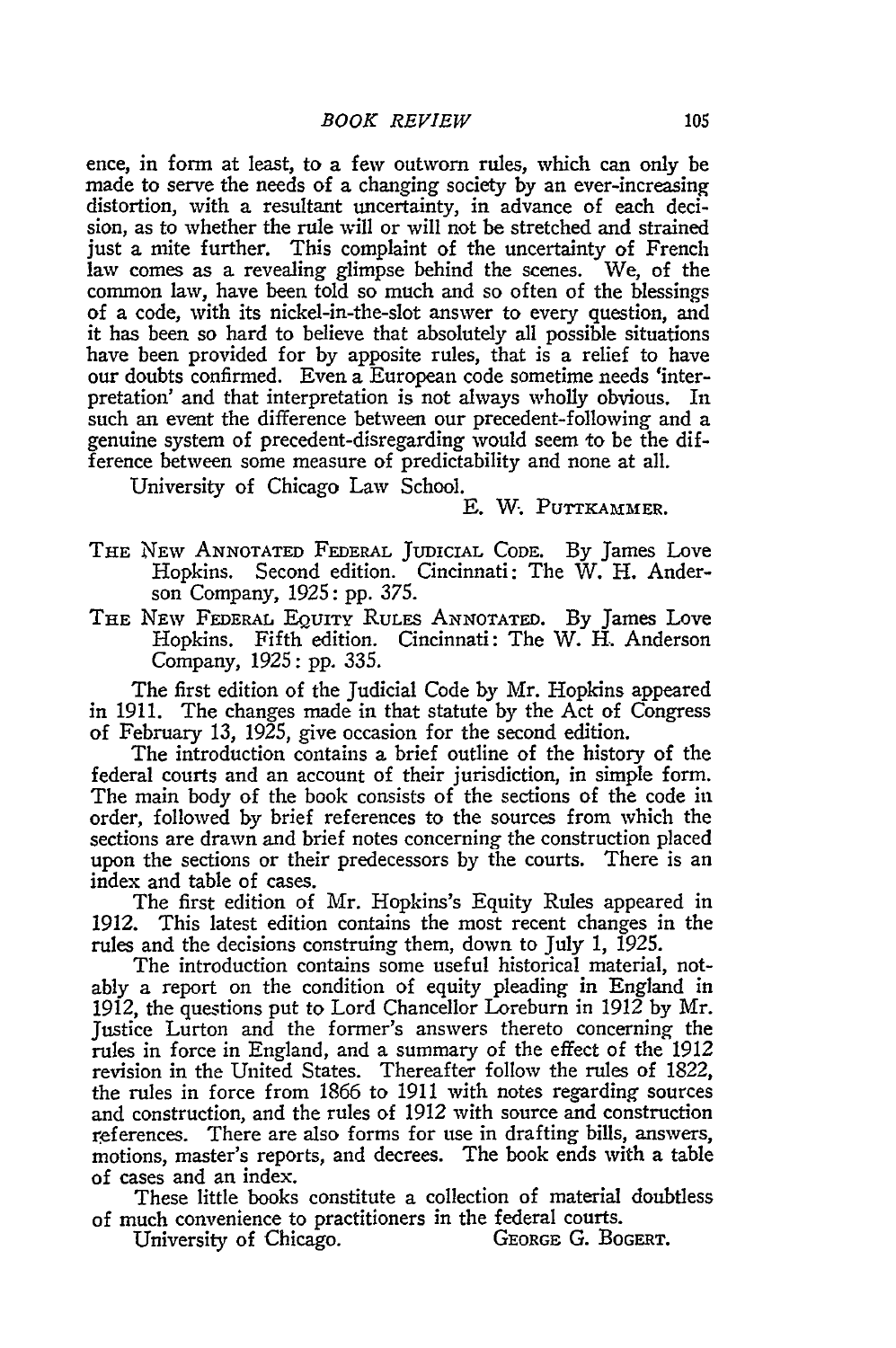ence, in form at least, to a few outworn rules, which can only be made to serve the needs of a changing society by an ever-increasing distortion, with a resultant uncertainty, in advance of each decision, as to whether the rule will or will not be stretched and strained just a mite further. This complaint of the uncertainty of French law comes as a revealing glimpse behind the scenes. We, of the common law, have been told so much and so often of the blessings of a code, with its nickel-in-the-slot answer to every question, and it has been so hard to believe that absolutely all possible situations have been provided for by apposite rules, that is a relief to have our doubts confirmed. Even a European code sometime needs 'interpretation' and that interpretation is not always wholly obvious. In such an event the difference between our precedent-following and a genuine system of precedent-disregarding would seem to be the difference between some measure of predictability and none at all.

University of Chicago Law School.

E. W. PUTTKAMMER.

THE NEW ANNOTATED FEDERAL JUDICIAL CODE. By James Love Hopkins. Second edition. Cincinnati: The W. H. Anderson Company, 1925: pp. 375.

THE NEW FEDERAL EQUITY RULES ANNOTATED. By James Love Hopkins. Fifth edition. Cincinnati: The W. H. Anderson Company, 1925: pp. 335.

The first edition of the Judicial Code by Mr. Hopkins appeared in 1911. The changes made in that statute by the Act of Congress of February 13, 1925, give occasion for the second edition.

The introduction contains a brief outline of the history of the federal courts and an account of their jurisdiction, in simple form. The main body of the book consists of the sections of the code in order, followed by brief references to the sources from which the sections are drawn and brief notes concerning the construction placed upon the sections or their predecessors by the courts. There is an index and table of cases.

The first edition of Mr. Hopkins's Equity Rules appeared in 1912. This latest edition contains the most recent changes in the rules and the decisions construing them, down to July 1, 1925.

The introduction contains some useful historical material, notably a report on the condition of equity pleading in England in 1912, the questions put to Lord Chancellor Loreburn in 1912 by Mr. Justice Lurton and the former's answers thereto concerning the rules in force in England, and a summary of the effect of the 1912 revision in the United States. Thereafter follow the rules of 1822, the rules in force from 1866 to 1911 with notes regarding sources and construction, and the rules of 1912 with source and construction references. There are also forms for use in drafting bills, answers, motions, master's reports, and decrees. The book ends with a table of cases and an index.

These little books constitute a collection of material doubtless of much convenience to practitioners in the federal courts.

University of Chicago. GEORGE G. BOGERT.